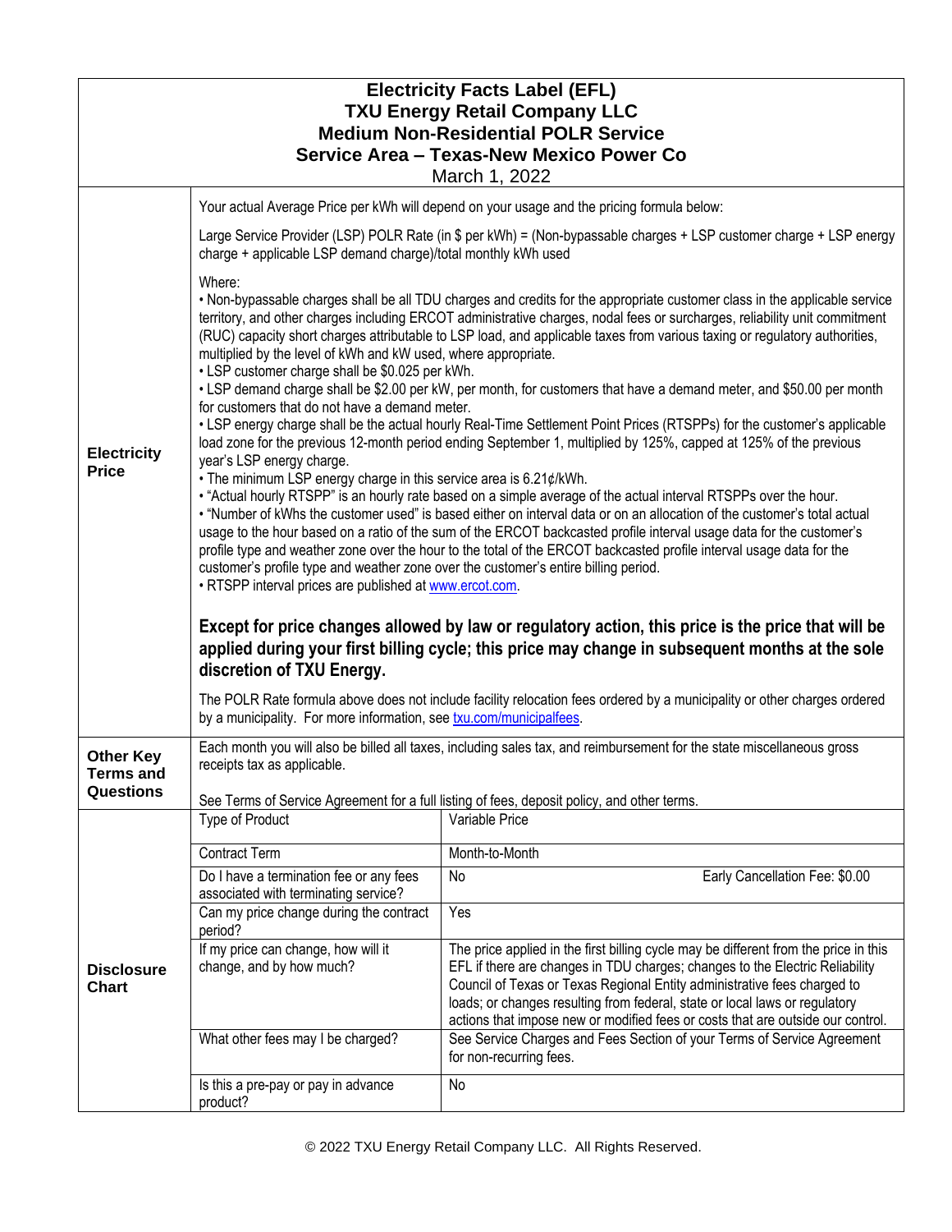# Electricity Facts Label (EFL)
## TXU Energy Retail Company LLC
## Medium Non-Residential POLR Service
## Service Area – Texas-New Mexico Power Co

March 1, 2022

### Electricity Price

Your actual Average Price per kWh will depend on your usage and the pricing formula below:

Large Service Provider (LSP) POLR Rate (in $ per kWh) = (Non-bypassable charges + LSP customer charge + LSP energy charge + applicable LSP demand charge)/total monthly kWh used

Where:

- Non-bypassable charges shall be all TDU charges and credits for the appropriate customer class in the applicable service territory, and other charges including ERCOT administrative charges, nodal fees or surcharges, reliability unit commitment (RUC) capacity short charges attributable to LSP load, and applicable taxes from various taxing or regulatory authorities, multiplied by the level of kWh and kW used, where appropriate.
- LSP customer charge shall be $0.025 per kWh.
- LSP demand charge shall be $2.00 per kW, per month, for customers that have a demand meter, and $50.00 per month for customers that do not have a demand meter.
- LSP energy charge shall be the actual hourly Real-Time Settlement Point Prices (RTSPPs) for the customer's applicable load zone for the previous 12-month period ending September 1, multiplied by 125%, capped at 125% of the previous year's LSP energy charge.
- The minimum LSP energy charge in this service area is 6.21¢/kWh.
- "Actual hourly RTSPP" is an hourly rate based on a simple average of the actual interval RTSPPs over the hour.
- "Number of kWhs the customer used" is based either on interval data or on an allocation of the customer's total actual usage to the hour based on a ratio of the sum of the ERCOT backcasted profile interval usage data for the customer's profile type and weather zone over the hour to the total of the ERCOT backcasted profile interval usage data for the customer's profile type and weather zone over the customer's entire billing period.
- RTSPP interval prices are published at www.ercot.com.

**Except for price changes allowed by law or regulatory action, this price is the price that will be applied during your first billing cycle; this price may change in subsequent months at the sole discretion of TXU Energy.**

The POLR Rate formula above does not include facility relocation fees ordered by a municipality or other charges ordered by a municipality. For more information, see txu.com/municipalfees.

### Other Key Terms and Questions

Each month you will also be billed all taxes, including sales tax, and reimbursement for the state miscellaneous gross receipts tax as applicable.

See Terms of Service Agreement for a full listing of fees, deposit policy, and other terms.

### Disclosure Chart

| Question | Answer |
|---|---|
| Type of Product | Variable Price |
| Contract Term | Month-to-Month |
| Do I have a termination fee or any fees associated with terminating service? | No — Early Cancellation Fee: $0.00 |
| Can my price change during the contract period? | Yes |
| If my price can change, how will it change, and by how much? | The price applied in the first billing cycle may be different from the price in this EFL if there are changes in TDU charges; changes to the Electric Reliability Council of Texas or Texas Regional Entity administrative fees charged to loads; or changes resulting from federal, state or local laws or regulatory actions that impose new or modified fees or costs that are outside our control. |
| What other fees may I be charged? | See Service Charges and Fees Section of your Terms of Service Agreement for non-recurring fees. |
| Is this a pre-pay or pay in advance product? | No |

© 2022 TXU Energy Retail Company LLC. All Rights Reserved.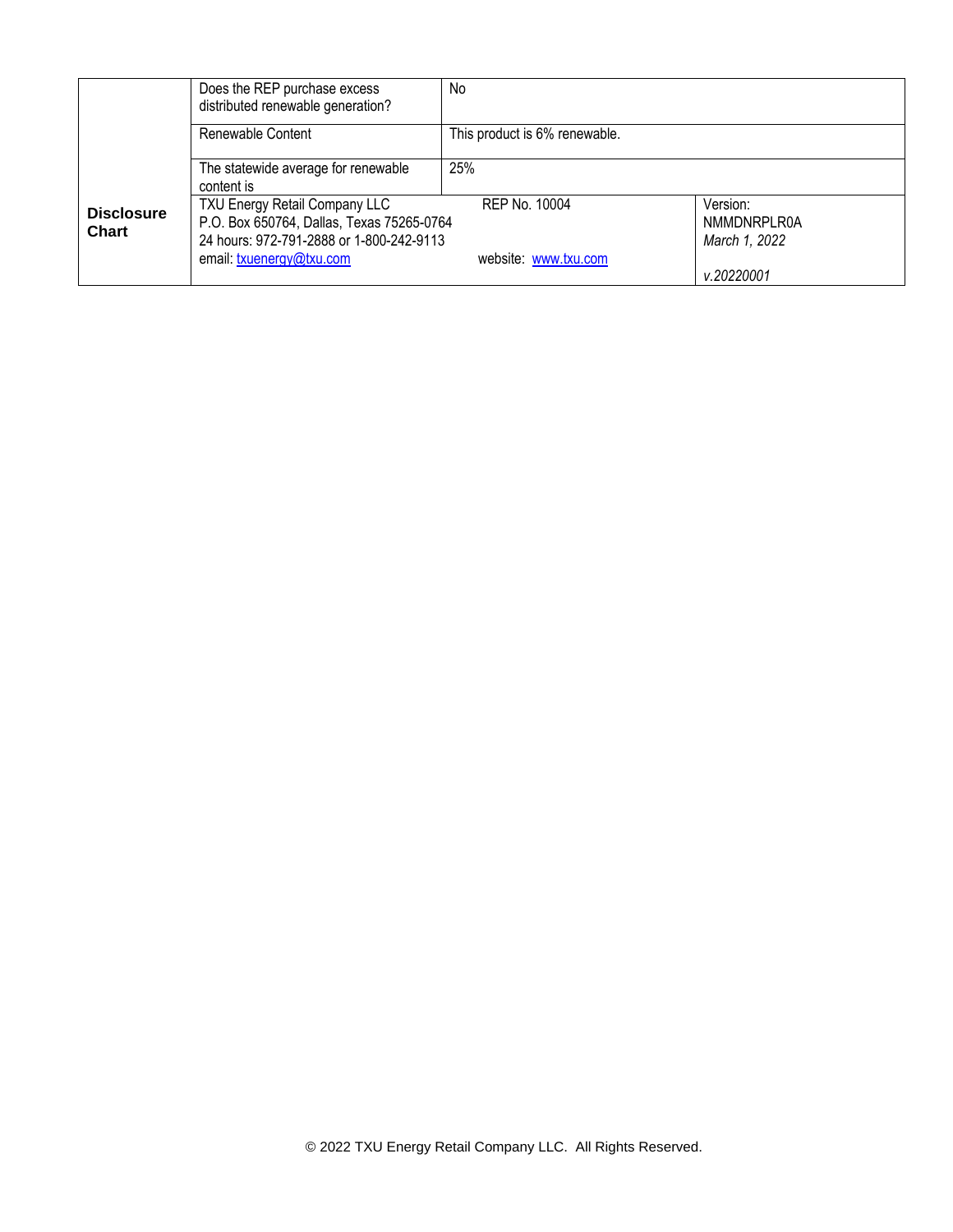| | | | |
|---|---|---|---|
| **Disclosure Chart** | Does the REP purchase excess distributed renewable generation? | No | |
| | Renewable Content | This product is 6% renewable. | |
| | The statewide average for renewable content is | 25% | |
| | TXU Energy Retail Company LLC<br>P.O. Box 650764, Dallas, Texas 75265-0764<br>24 hours: 972-791-2888 or 1-800-242-9113<br>email: txuenergy@txu.com | REP No. 10004<br><br><br>website: www.txu.com | Version:<br>NMMDNRPLR0A<br>*March 1, 2022*<br><br>*v.20220001* |

© 2022 TXU Energy Retail Company LLC. All Rights Reserved.